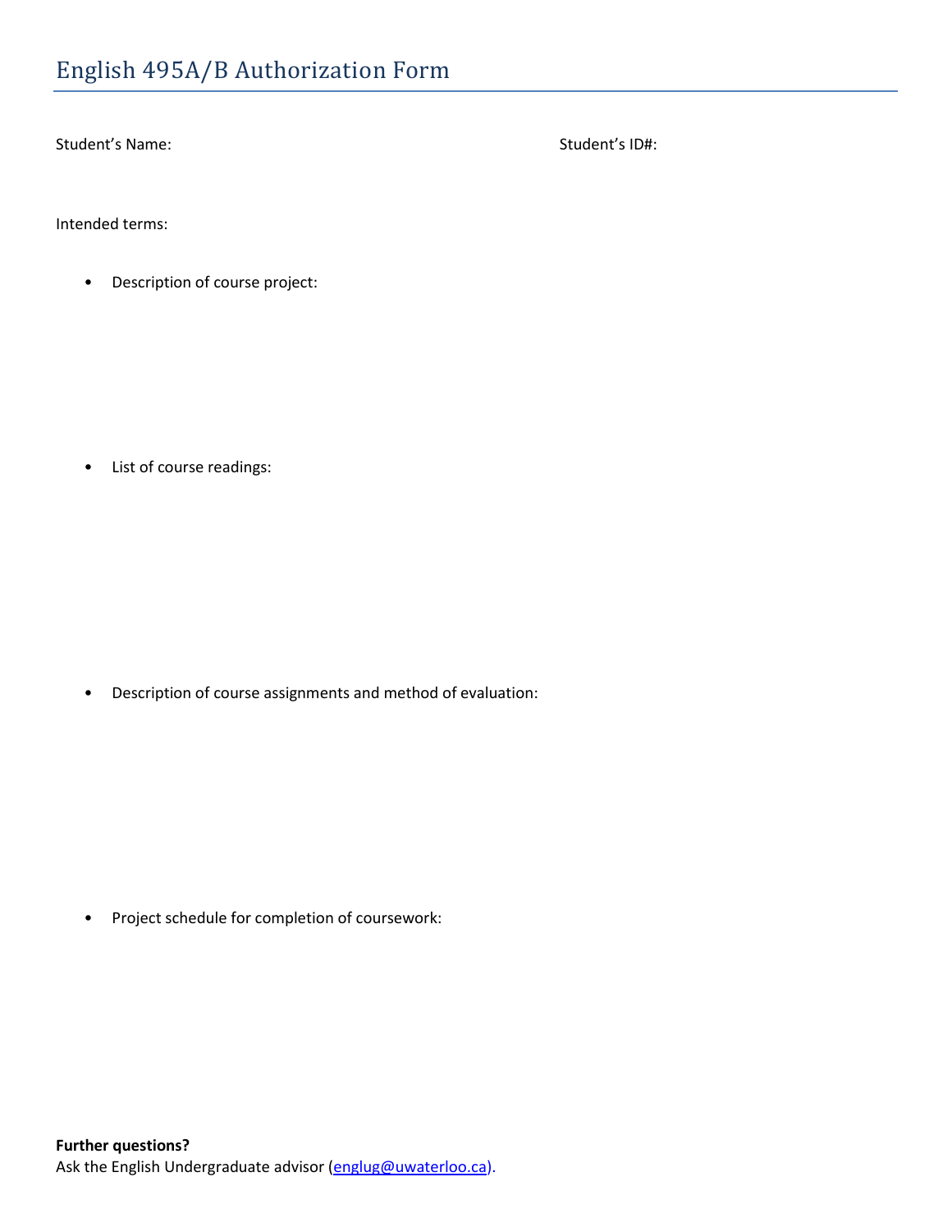# English 495A/B Authorization Form

Student's Name: Student's ID#:

Intended terms:

- Description of course project:

- List of course readings:

- Description of course assignments and method of evaluation:

- Project schedule for completion of coursework:

**Further questions?**
Ask the English Undergraduate advisor (englug@uwaterloo.ca).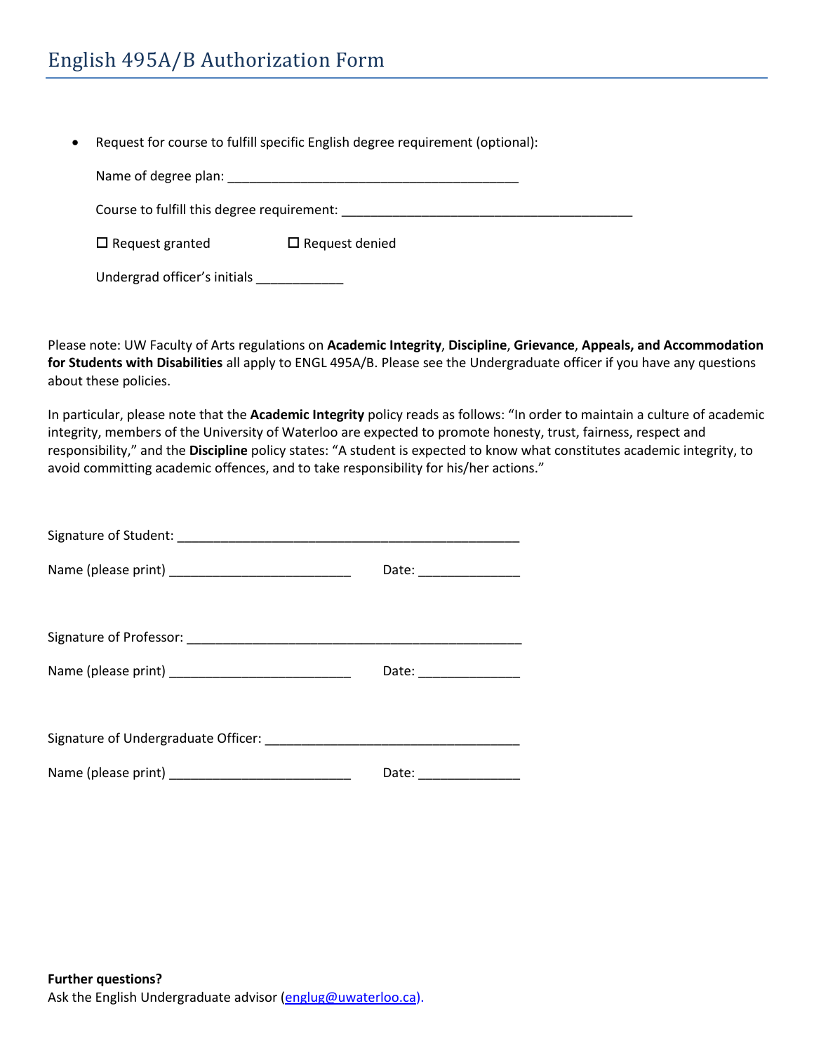# English 495A/B Authorization Form

- Request for course to fulfill specific English degree requirement (optional):

  Name of degree plan: _________________________________________

  Course to fulfill this degree requirement: _________________________________________

  ☐ Request granted ☐ Request denied

  Undergrad officer's initials ____________

Please note: UW Faculty of Arts regulations on **Academic Integrity**, **Discipline**, **Grievance**, **Appeals, and Accommodation for Students with Disabilities** all apply to ENGL 495A/B. Please see the Undergraduate officer if you have any questions about these policies.

In particular, please note that the **Academic Integrity** policy reads as follows: "In order to maintain a culture of academic integrity, members of the University of Waterloo are expected to promote honesty, trust, fairness, respect and responsibility," and the **Discipline** policy states: "A student is expected to know what constitutes academic integrity, to avoid committing academic offences, and to take responsibility for his/her actions."

Signature of Student: ________________________________________________

Name (please print) _________________________ Date: ______________

Signature of Professor: ________________________________________________

Name (please print) _________________________ Date: ______________

Signature of Undergraduate Officer: ____________________________________

Name (please print) _________________________ Date: ______________

**Further questions?**
Ask the English Undergraduate advisor (englug@uwaterloo.ca).